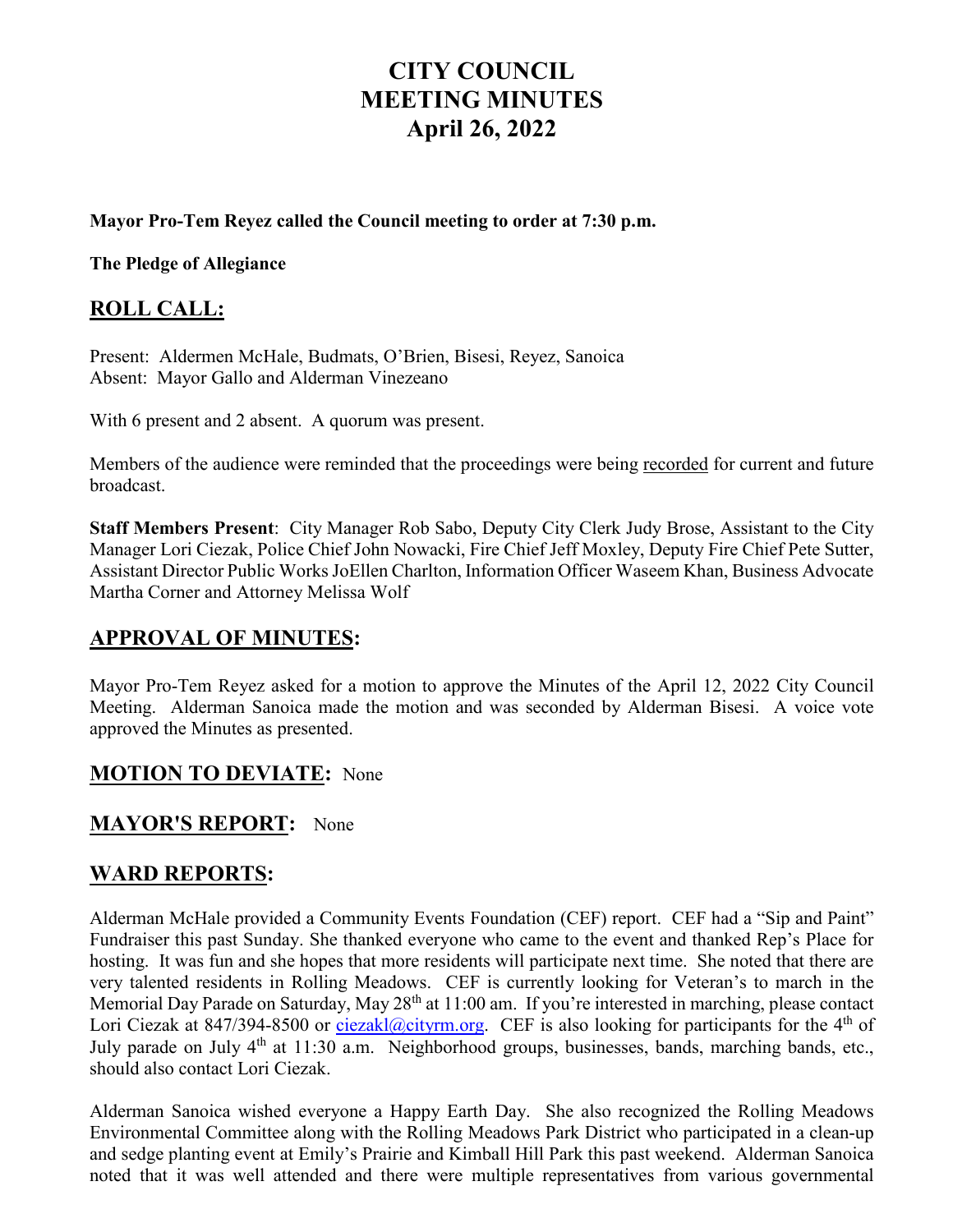# CITY COUNCIL MEETING MINUTES April 26, 2022

**Mayor Pro-Tem Reyez called the Council meeting to order at 7:30 p.m.**

**The Pledge of Allegiance**

## ROLL CALL:

Present: Aldermen McHale, Budmats, O'Brien, Bisesi, Reyez, Sanoica
Absent: Mayor Gallo and Alderman Vinezeano

With 6 present and 2 absent. A quorum was present.

Members of the audience were reminded that the proceedings were being recorded for current and future broadcast.

**Staff Members Present**: City Manager Rob Sabo, Deputy City Clerk Judy Brose, Assistant to the City Manager Lori Ciezak, Police Chief John Nowacki, Fire Chief Jeff Moxley, Deputy Fire Chief Pete Sutter, Assistant Director Public Works JoEllen Charlton, Information Officer Waseem Khan, Business Advocate Martha Corner and Attorney Melissa Wolf

## APPROVAL OF MINUTES:

Mayor Pro-Tem Reyez asked for a motion to approve the Minutes of the April 12, 2022 City Council Meeting. Alderman Sanoica made the motion and was seconded by Alderman Bisesi. A voice vote approved the Minutes as presented.

## MOTION TO DEVIATE: None

## MAYOR'S REPORT: None

## WARD REPORTS:

Alderman McHale provided a Community Events Foundation (CEF) report. CEF had a "Sip and Paint" Fundraiser this past Sunday. She thanked everyone who came to the event and thanked Rep's Place for hosting. It was fun and she hopes that more residents will participate next time. She noted that there are very talented residents in Rolling Meadows. CEF is currently looking for Veteran's to march in the Memorial Day Parade on Saturday, May 28th at 11:00 am. If you're interested in marching, please contact Lori Ciezak at 847/394-8500 or ciezakl@cityrm.org. CEF is also looking for participants for the 4th of July parade on July 4th at 11:30 a.m. Neighborhood groups, businesses, bands, marching bands, etc., should also contact Lori Ciezak.

Alderman Sanoica wished everyone a Happy Earth Day. She also recognized the Rolling Meadows Environmental Committee along with the Rolling Meadows Park District who participated in a clean-up and sedge planting event at Emily's Prairie and Kimball Hill Park this past weekend. Alderman Sanoica noted that it was well attended and there were multiple representatives from various governmental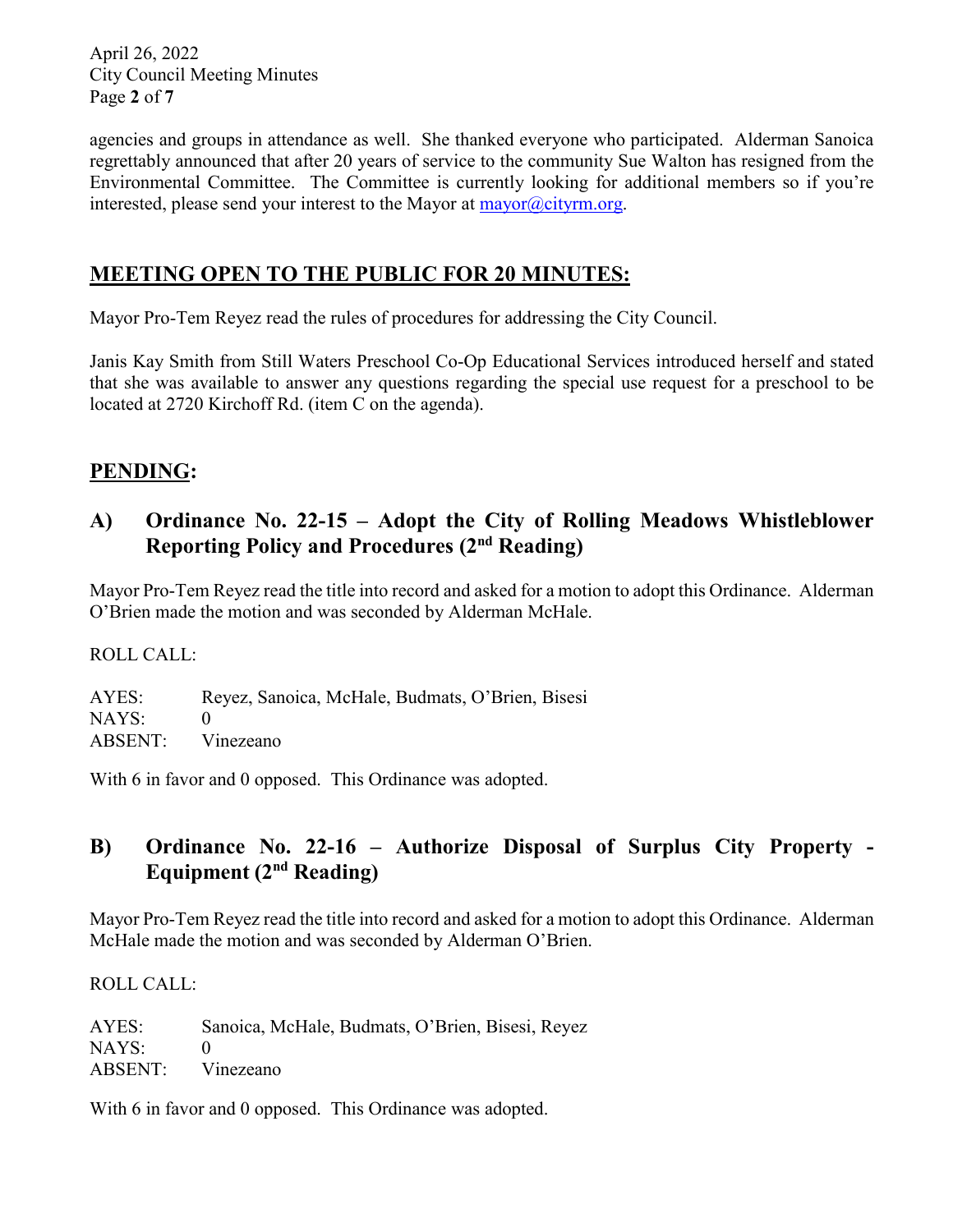agencies and groups in attendance as well. She thanked everyone who participated. Alderman Sanoica regrettably announced that after 20 years of service to the community Sue Walton has resigned from the Environmental Committee. The Committee is currently looking for additional members so if you're interested, please send your interest to the Mayor at mayor@cityrm.org.

## MEETING OPEN TO THE PUBLIC FOR 20 MINUTES:

Mayor Pro-Tem Reyez read the rules of procedures for addressing the City Council.

Janis Kay Smith from Still Waters Preschool Co-Op Educational Services introduced herself and stated that she was available to answer any questions regarding the special use request for a preschool to be located at 2720 Kirchoff Rd. (item C on the agenda).

## PENDING:

### A) Ordinance No. 22-15 – Adopt the City of Rolling Meadows Whistleblower Reporting Policy and Procedures (2nd Reading)

Mayor Pro-Tem Reyez read the title into record and asked for a motion to adopt this Ordinance. Alderman O'Brien made the motion and was seconded by Alderman McHale.

ROLL CALL:

AYES: Reyez, Sanoica, McHale, Budmats, O'Brien, Bisesi
NAYS: 0
ABSENT: Vinezeano

With 6 in favor and 0 opposed. This Ordinance was adopted.

### B) Ordinance No. 22-16 – Authorize Disposal of Surplus City Property - Equipment (2nd Reading)

Mayor Pro-Tem Reyez read the title into record and asked for a motion to adopt this Ordinance. Alderman McHale made the motion and was seconded by Alderman O'Brien.

ROLL CALL:

AYES: Sanoica, McHale, Budmats, O'Brien, Bisesi, Reyez
NAYS: 0
ABSENT: Vinezeano

With 6 in favor and 0 opposed. This Ordinance was adopted.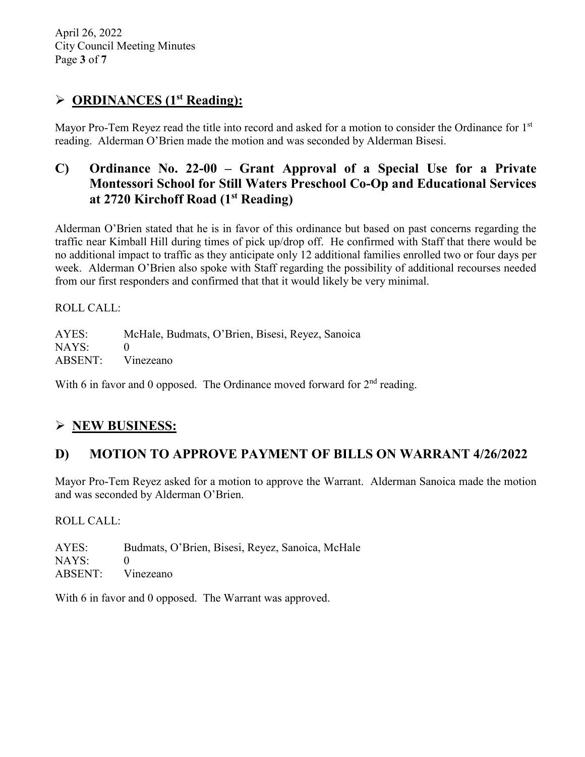## ➢ ORDINANCES (1st Reading):

Mayor Pro-Tem Reyez read the title into record and asked for a motion to consider the Ordinance for 1st reading. Alderman O'Brien made the motion and was seconded by Alderman Bisesi.

## C) Ordinance No. 22-00 – Grant Approval of a Special Use for a Private Montessori School for Still Waters Preschool Co-Op and Educational Services at 2720 Kirchoff Road (1st Reading)

Alderman O'Brien stated that he is in favor of this ordinance but based on past concerns regarding the traffic near Kimball Hill during times of pick up/drop off. He confirmed with Staff that there would be no additional impact to traffic as they anticipate only 12 additional families enrolled two or four days per week. Alderman O'Brien also spoke with Staff regarding the possibility of additional recourses needed from our first responders and confirmed that that it would likely be very minimal.

ROLL CALL:

AYES: McHale, Budmats, O'Brien, Bisesi, Reyez, Sanoica
NAYS: 0
ABSENT: Vinezeano

With 6 in favor and 0 opposed. The Ordinance moved forward for 2nd reading.

## ➢ NEW BUSINESS:

## D) MOTION TO APPROVE PAYMENT OF BILLS ON WARRANT 4/26/2022

Mayor Pro-Tem Reyez asked for a motion to approve the Warrant. Alderman Sanoica made the motion and was seconded by Alderman O'Brien.

ROLL CALL:

AYES: Budmats, O'Brien, Bisesi, Reyez, Sanoica, McHale
NAYS: 0
ABSENT: Vinezeano

With 6 in favor and 0 opposed. The Warrant was approved.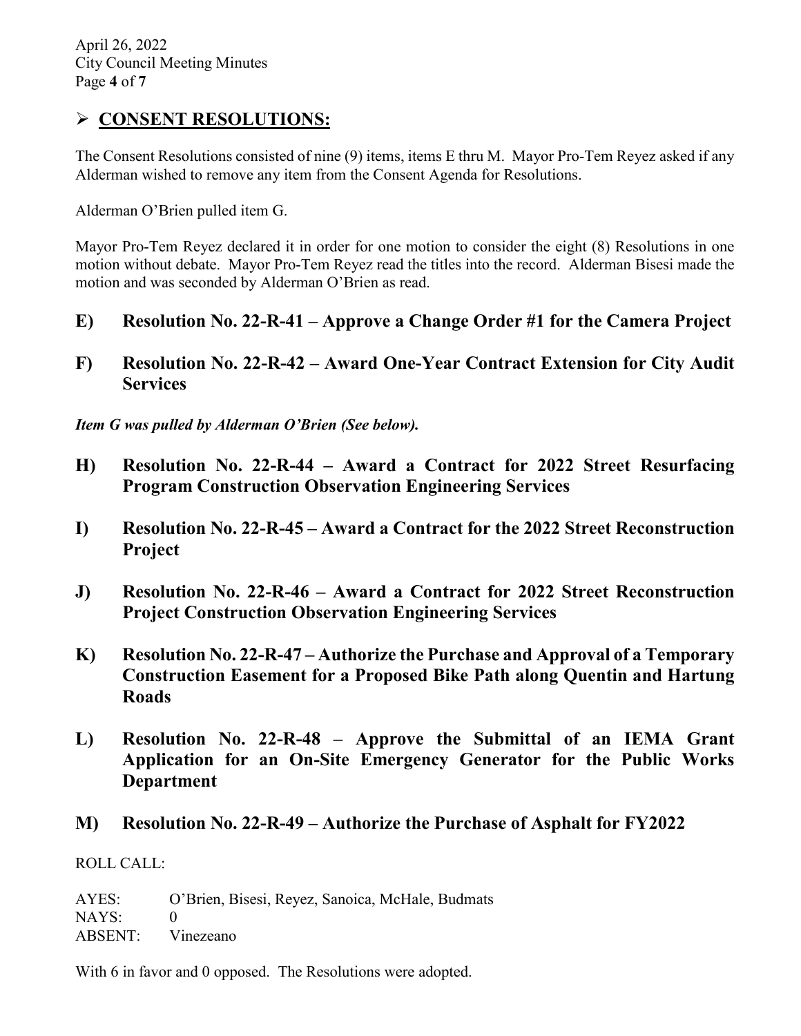## ➢ CONSENT RESOLUTIONS:

The Consent Resolutions consisted of nine (9) items, items E thru M. Mayor Pro-Tem Reyez asked if any Alderman wished to remove any item from the Consent Agenda for Resolutions.

Alderman O'Brien pulled item G.

Mayor Pro-Tem Reyez declared it in order for one motion to consider the eight (8) Resolutions in one motion without debate. Mayor Pro-Tem Reyez read the titles into the record. Alderman Bisesi made the motion and was seconded by Alderman O'Brien as read.

### E) Resolution No. 22-R-41 – Approve a Change Order #1 for the Camera Project

### F) Resolution No. 22-R-42 – Award One-Year Contract Extension for City Audit Services

***Item G was pulled by Alderman O'Brien (See below).***

### H) Resolution No. 22-R-44 – Award a Contract for 2022 Street Resurfacing Program Construction Observation Engineering Services

### I) Resolution No. 22-R-45 – Award a Contract for the 2022 Street Reconstruction Project

### J) Resolution No. 22-R-46 – Award a Contract for 2022 Street Reconstruction Project Construction Observation Engineering Services

### K) Resolution No. 22-R-47 – Authorize the Purchase and Approval of a Temporary Construction Easement for a Proposed Bike Path along Quentin and Hartung Roads

### L) Resolution No. 22-R-48 – Approve the Submittal of an IEMA Grant Application for an On-Site Emergency Generator for the Public Works Department

### M) Resolution No. 22-R-49 – Authorize the Purchase of Asphalt for FY2022

ROLL CALL:

AYES: O'Brien, Bisesi, Reyez, Sanoica, McHale, Budmats
NAYS: 0
ABSENT: Vinezeano

With 6 in favor and 0 opposed. The Resolutions were adopted.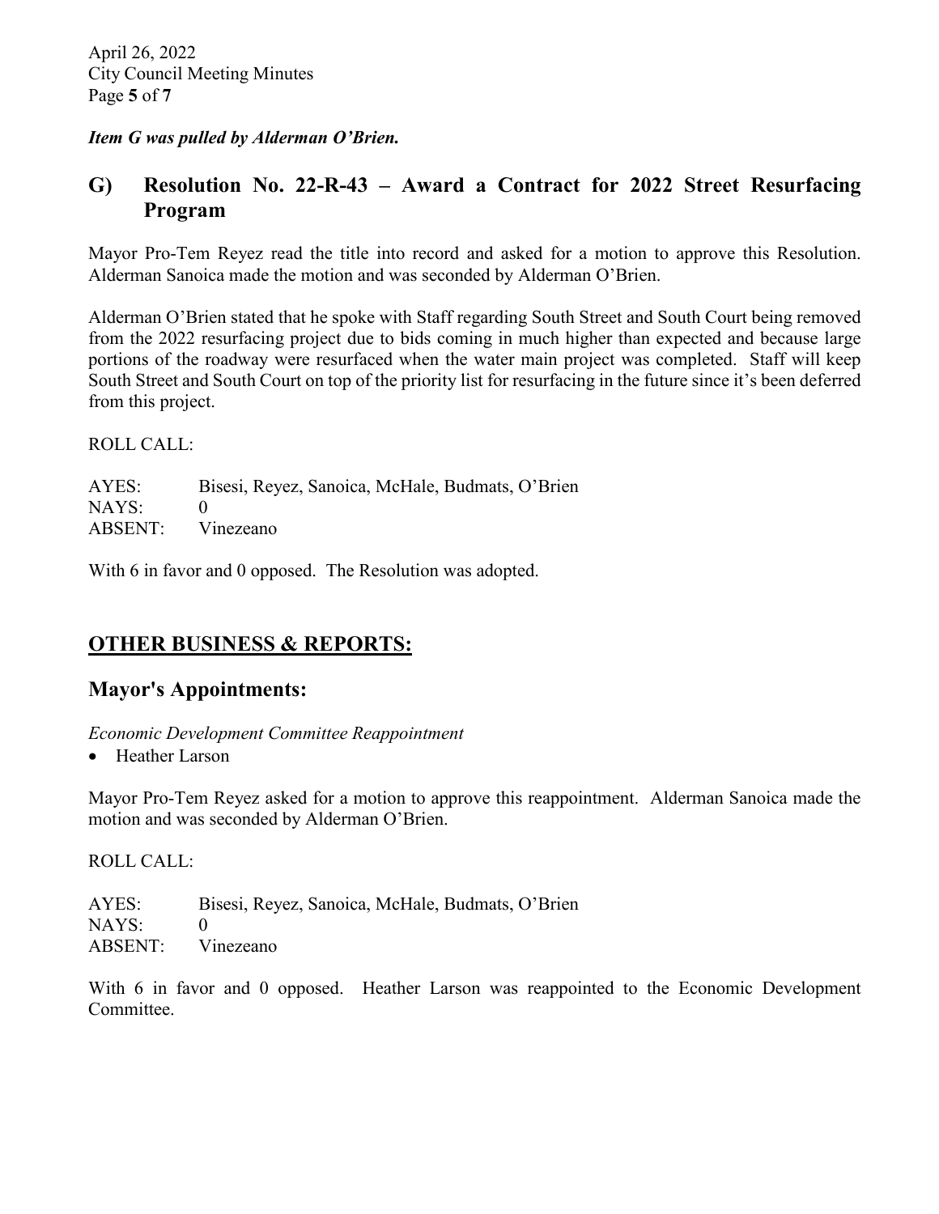***Item G was pulled by Alderman O'Brien.***

## G) Resolution No. 22-R-43 – Award a Contract for 2022 Street Resurfacing Program

Mayor Pro-Tem Reyez read the title into record and asked for a motion to approve this Resolution. Alderman Sanoica made the motion and was seconded by Alderman O'Brien.

Alderman O'Brien stated that he spoke with Staff regarding South Street and South Court being removed from the 2022 resurfacing project due to bids coming in much higher than expected and because large portions of the roadway were resurfaced when the water main project was completed. Staff will keep South Street and South Court on top of the priority list for resurfacing in the future since it's been deferred from this project.

ROLL CALL:

AYES: Bisesi, Reyez, Sanoica, McHale, Budmats, O'Brien
NAYS: 0
ABSENT: Vinezeano

With 6 in favor and 0 opposed. The Resolution was adopted.

## OTHER BUSINESS & REPORTS:

## Mayor's Appointments:

*Economic Development Committee Reappointment*

- Heather Larson

Mayor Pro-Tem Reyez asked for a motion to approve this reappointment. Alderman Sanoica made the motion and was seconded by Alderman O'Brien.

ROLL CALL:

AYES: Bisesi, Reyez, Sanoica, McHale, Budmats, O'Brien
NAYS: 0
ABSENT: Vinezeano

With 6 in favor and 0 opposed. Heather Larson was reappointed to the Economic Development Committee.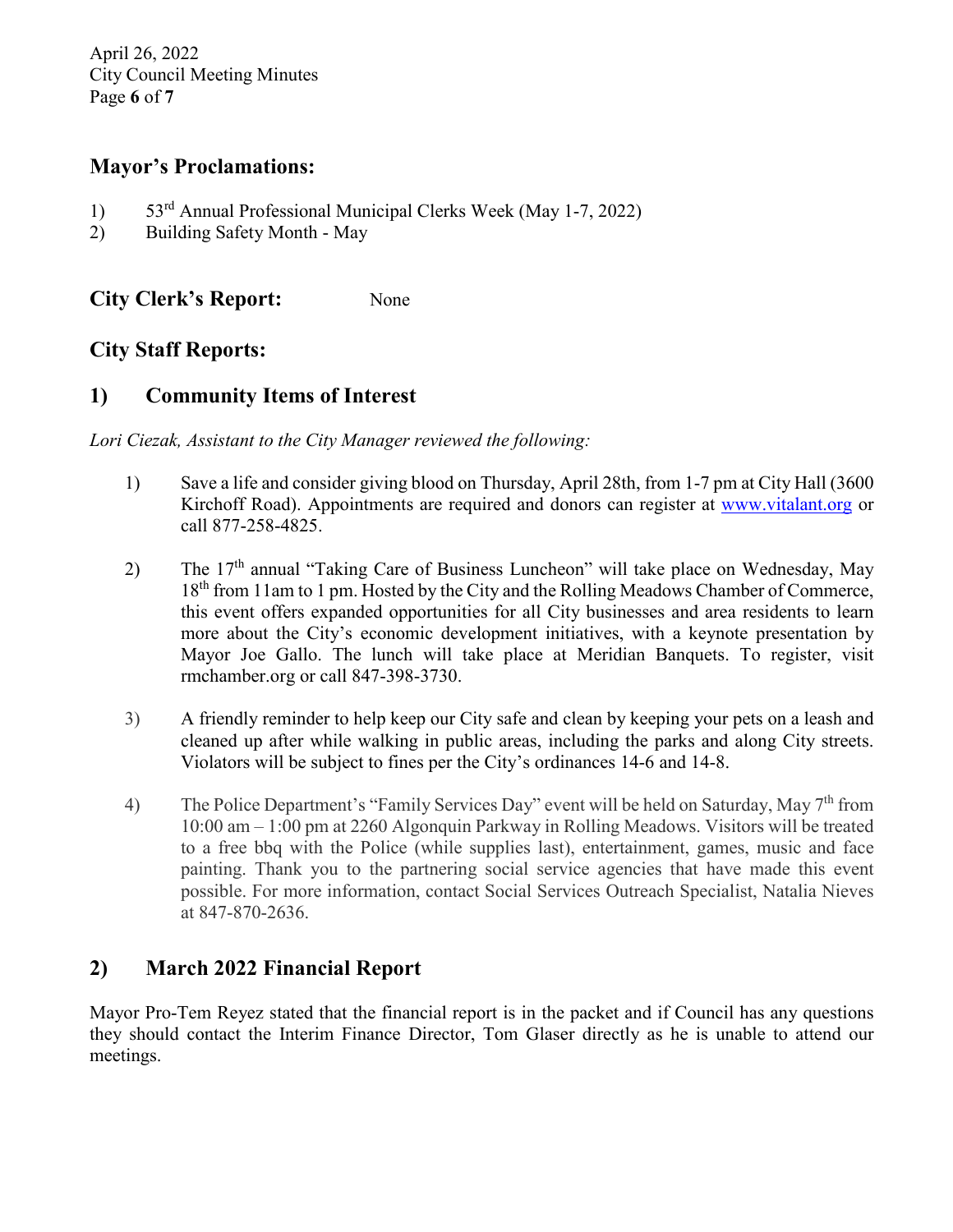## Mayor's Proclamations:

1) 53rd Annual Professional Municipal Clerks Week (May 1-7, 2022)
2) Building Safety Month - May

## City Clerk's Report: None

## City Staff Reports:

## 1) Community Items of Interest

*Lori Ciezak, Assistant to the City Manager reviewed the following:*

1) Save a life and consider giving blood on Thursday, April 28th, from 1-7 pm at City Hall (3600 Kirchoff Road). Appointments are required and donors can register at www.vitalant.org or call 877-258-4825.

2) The 17th annual "Taking Care of Business Luncheon" will take place on Wednesday, May 18th from 11am to 1 pm. Hosted by the City and the Rolling Meadows Chamber of Commerce, this event offers expanded opportunities for all City businesses and area residents to learn more about the City's economic development initiatives, with a keynote presentation by Mayor Joe Gallo. The lunch will take place at Meridian Banquets. To register, visit rmchamber.org or call 847-398-3730.

3) A friendly reminder to help keep our City safe and clean by keeping your pets on a leash and cleaned up after while walking in public areas, including the parks and along City streets. Violators will be subject to fines per the City's ordinances 14-6 and 14-8.

4) The Police Department's "Family Services Day" event will be held on Saturday, May 7th from 10:00 am – 1:00 pm at 2260 Algonquin Parkway in Rolling Meadows. Visitors will be treated to a free bbq with the Police (while supplies last), entertainment, games, music and face painting. Thank you to the partnering social service agencies that have made this event possible. For more information, contact Social Services Outreach Specialist, Natalia Nieves at 847-870-2636.

## 2) March 2022 Financial Report

Mayor Pro-Tem Reyez stated that the financial report is in the packet and if Council has any questions they should contact the Interim Finance Director, Tom Glaser directly as he is unable to attend our meetings.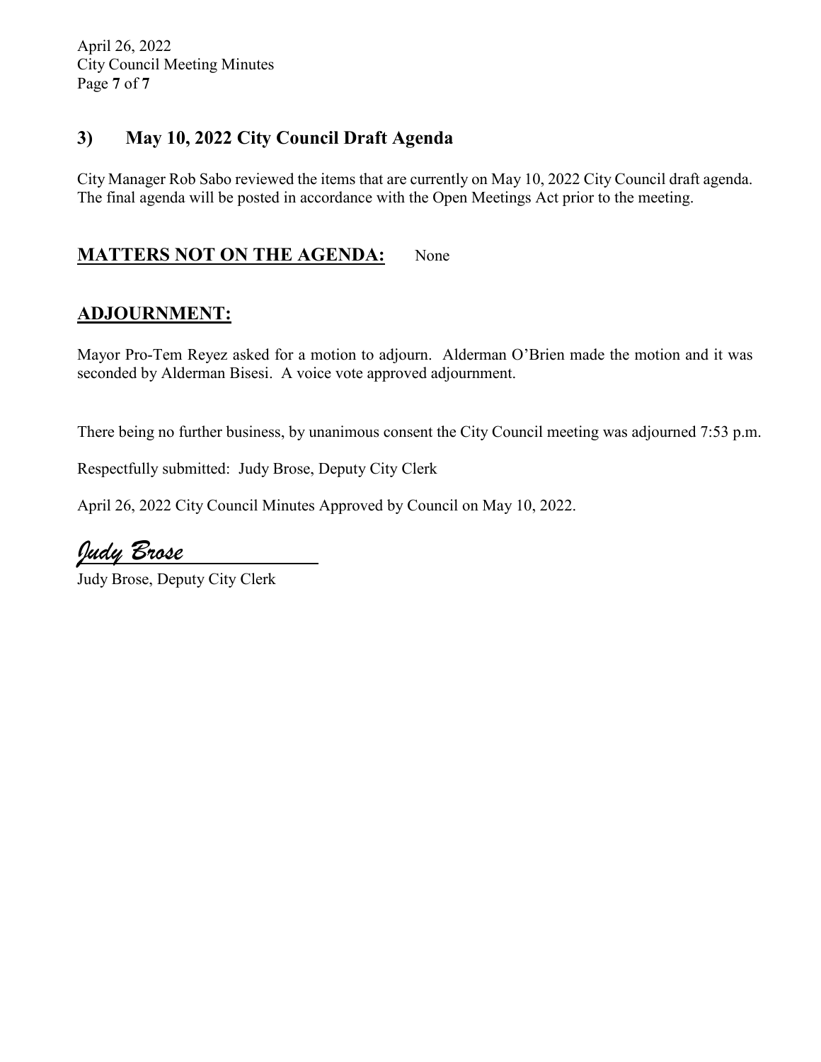## 3) May 10, 2022 City Council Draft Agenda

City Manager Rob Sabo reviewed the items that are currently on May 10, 2022 City Council draft agenda. The final agenda will be posted in accordance with the Open Meetings Act prior to the meeting.

## MATTERS NOT ON THE AGENDA: None

## ADJOURNMENT:

Mayor Pro-Tem Reyez asked for a motion to adjourn. Alderman O'Brien made the motion and it was seconded by Alderman Bisesi. A voice vote approved adjournment.

There being no further business, by unanimous consent the City Council meeting was adjourned 7:53 p.m.

Respectfully submitted: Judy Brose, Deputy City Clerk

April 26, 2022 City Council Minutes Approved by Council on May 10, 2022.

*Judy Brose*

Judy Brose, Deputy City Clerk